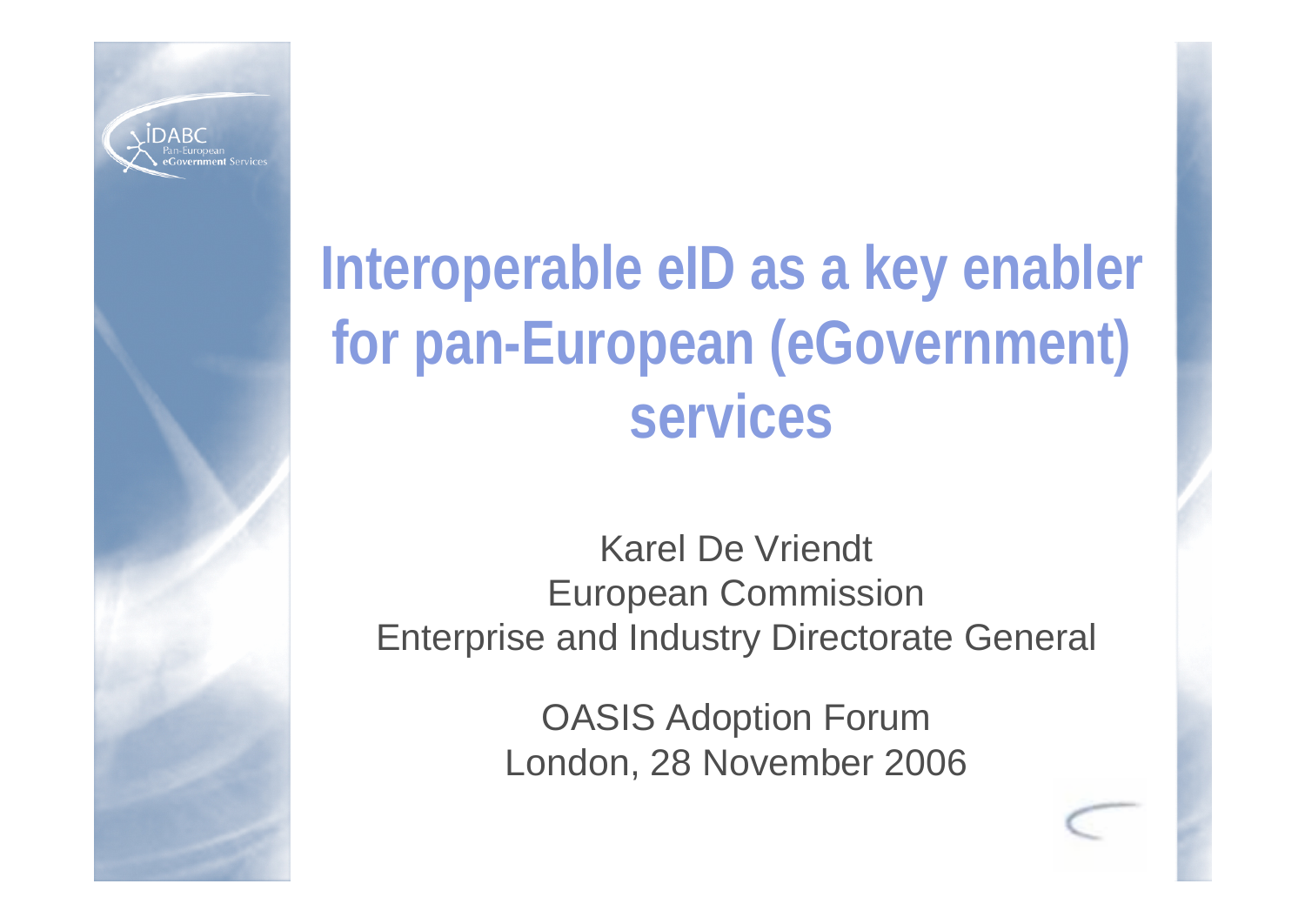# Interoperable eID as a key enabler for pan-European (eGovernment) services

Karel De Vriendt
European Commission
Enterprise and Industry Directorate General

OASIS Adoption Forum
London, 28 November 2006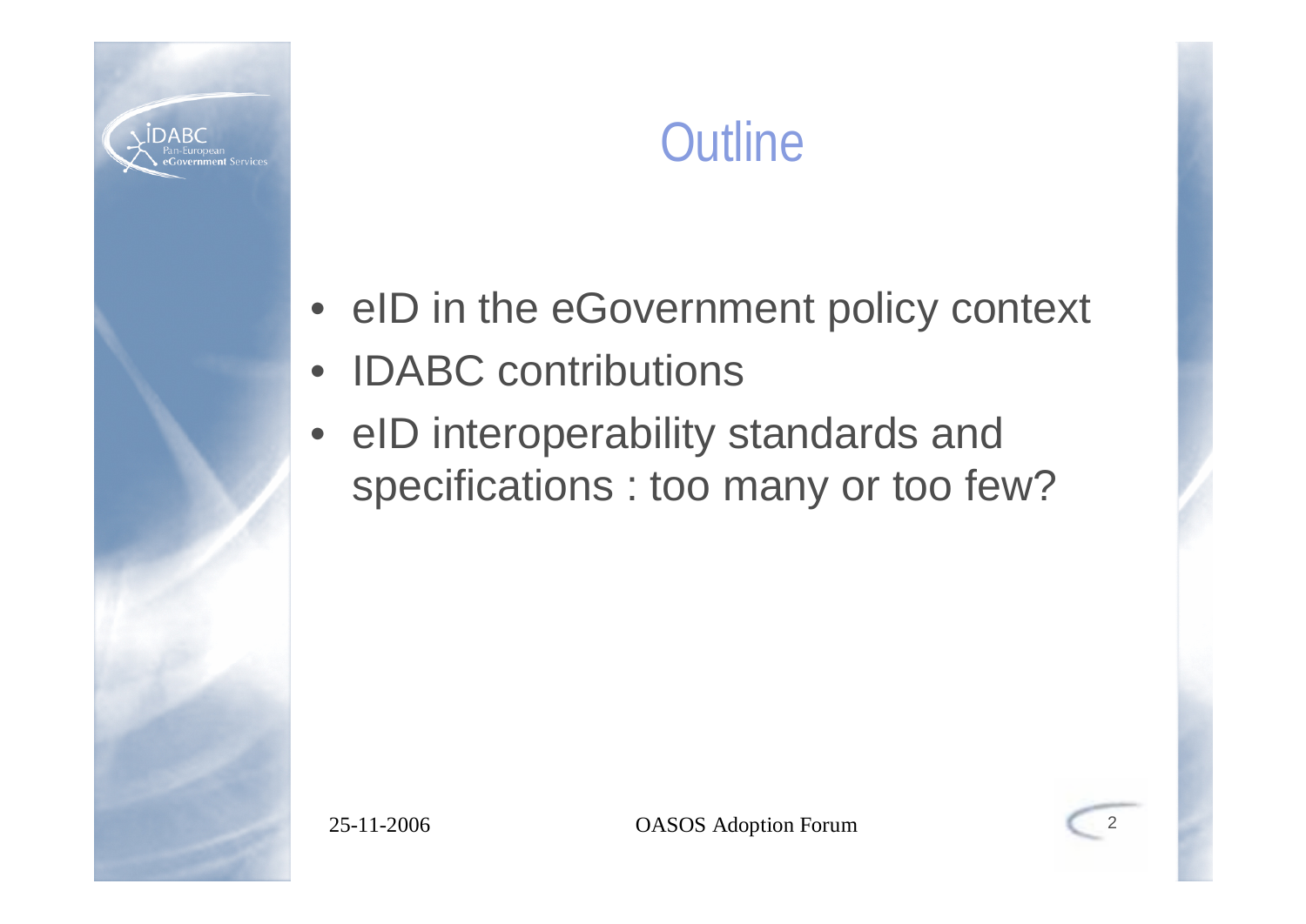# Outline

- eID in the eGovernment policy context
- IDABC contributions
- eID interoperability standards and specifications : too many or too few?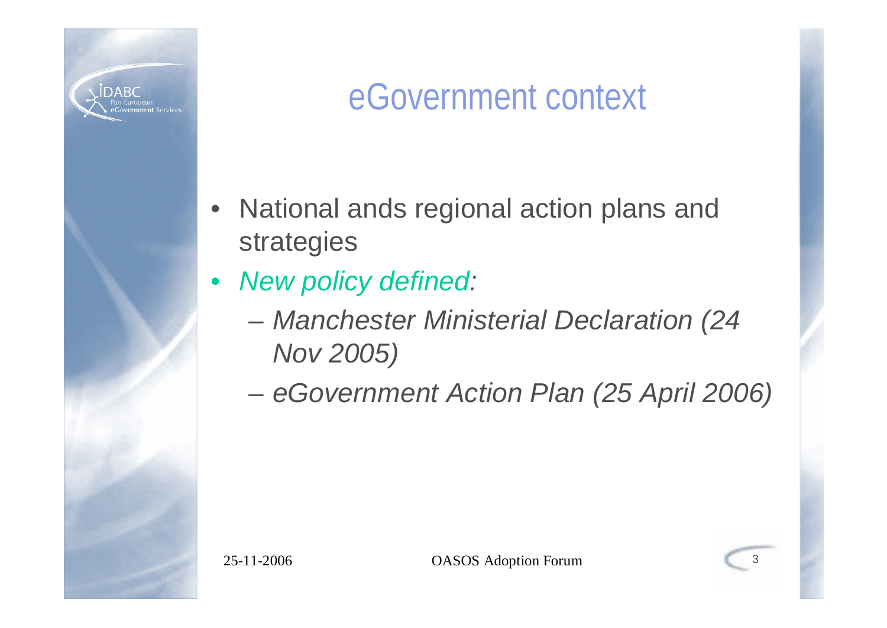# eGovernment context

- National ands regional action plans and strategies
- *New policy defined:*
  - *Manchester Ministerial Declaration (24 Nov 2005)*
  - *eGovernment Action Plan (25 April 2006)*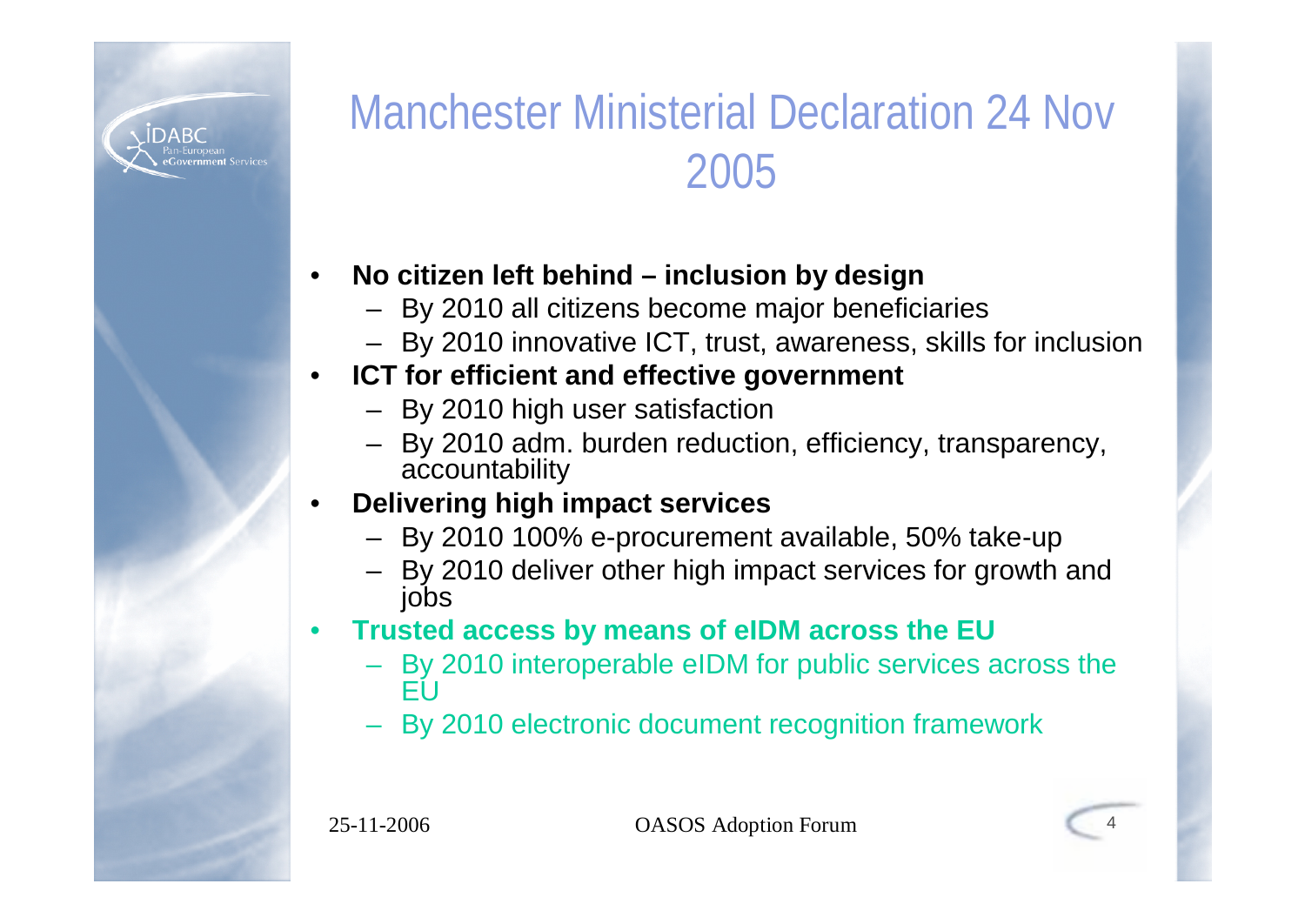# Manchester Ministerial Declaration 24 Nov 2005

- **No citizen left behind – inclusion by design**
  - By 2010 all citizens become major beneficiaries
  - By 2010 innovative ICT, trust, awareness, skills for inclusion
- **ICT for efficient and effective government**
  - By 2010 high user satisfaction
  - By 2010 adm. burden reduction, efficiency, transparency, accountability
- **Delivering high impact services**
  - By 2010 100% e-procurement available, 50% take-up
  - By 2010 deliver other high impact services for growth and jobs
- **Trusted access by means of eIDM across the EU**
  - By 2010 interoperable eIDM for public services across the EU
  - By 2010 electronic document recognition framework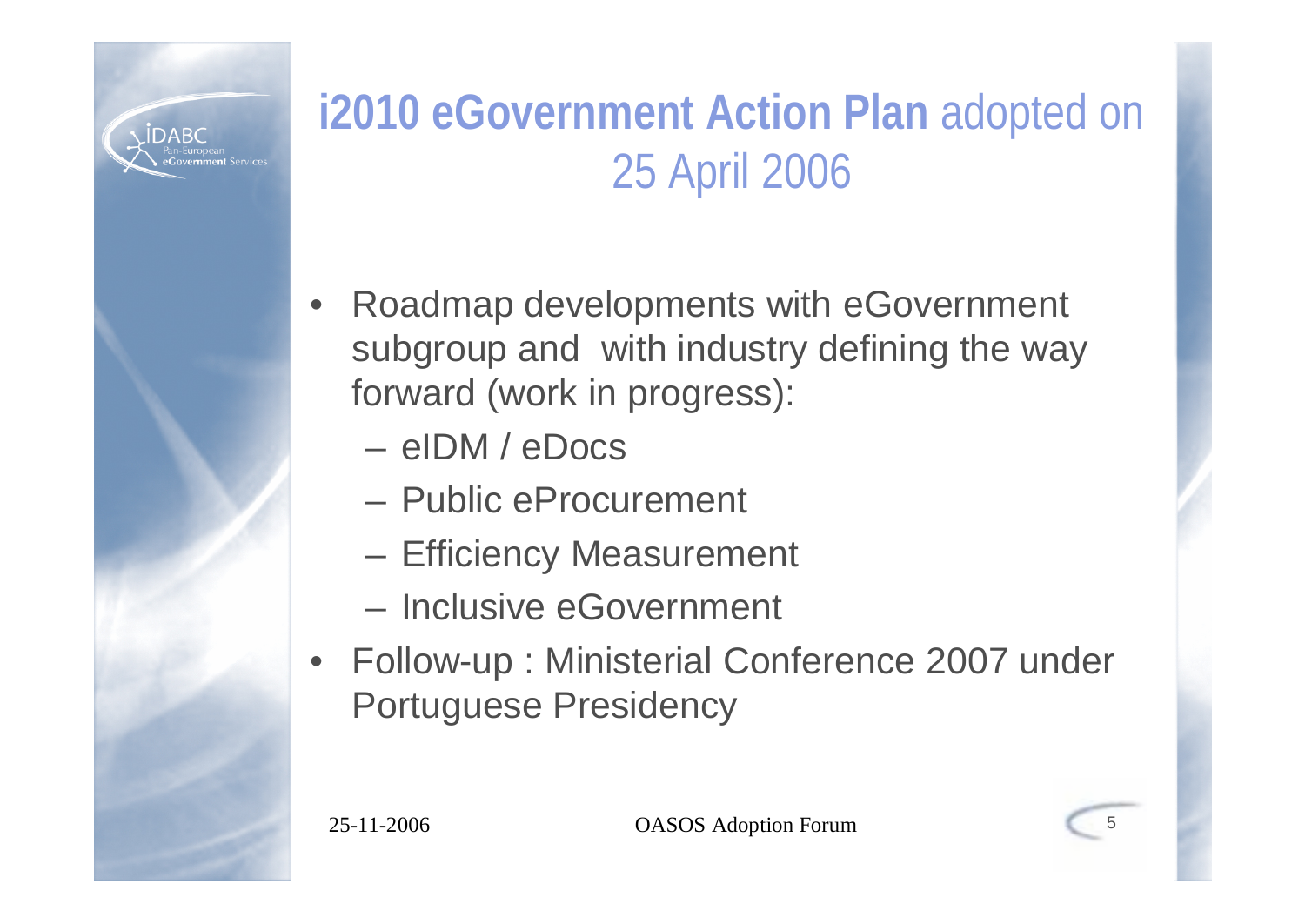# **i2010 eGovernment Action Plan** adopted on 25 April 2006

- Roadmap developments with eGovernment subgroup and with industry defining the way forward (work in progress):
  - eIDM / eDocs
  - Public eProcurement
  - Efficiency Measurement
  - Inclusive eGovernment
- Follow-up : Ministerial Conference 2007 under Portuguese Presidency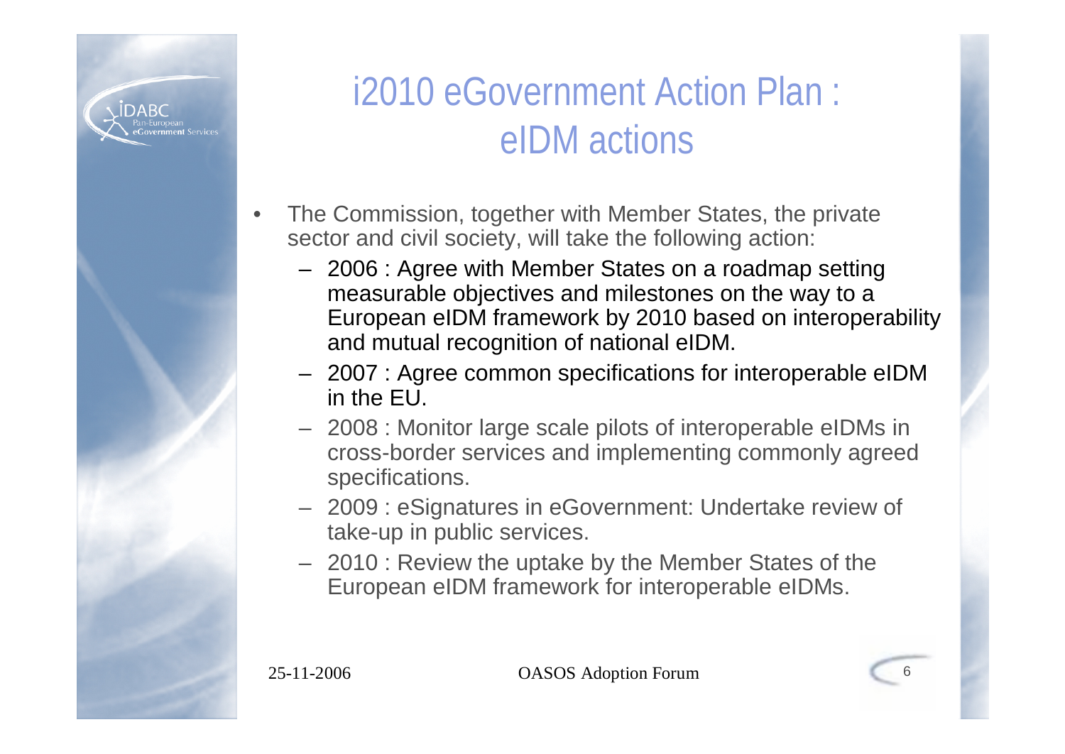# i2010 eGovernment Action Plan : eIDM actions

- The Commission, together with Member States, the private sector and civil society, will take the following action:
  - 2006 : Agree with Member States on a roadmap setting measurable objectives and milestones on the way to a European eIDM framework by 2010 based on interoperability and mutual recognition of national eIDM.
  - 2007 : Agree common specifications for interoperable eIDM in the EU.
  - 2008 : Monitor large scale pilots of interoperable eIDMs in cross-border services and implementing commonly agreed specifications.
  - 2009 : eSignatures in eGovernment: Undertake review of take-up in public services.
  - 2010 : Review the uptake by the Member States of the European eIDM framework for interoperable eIDMs.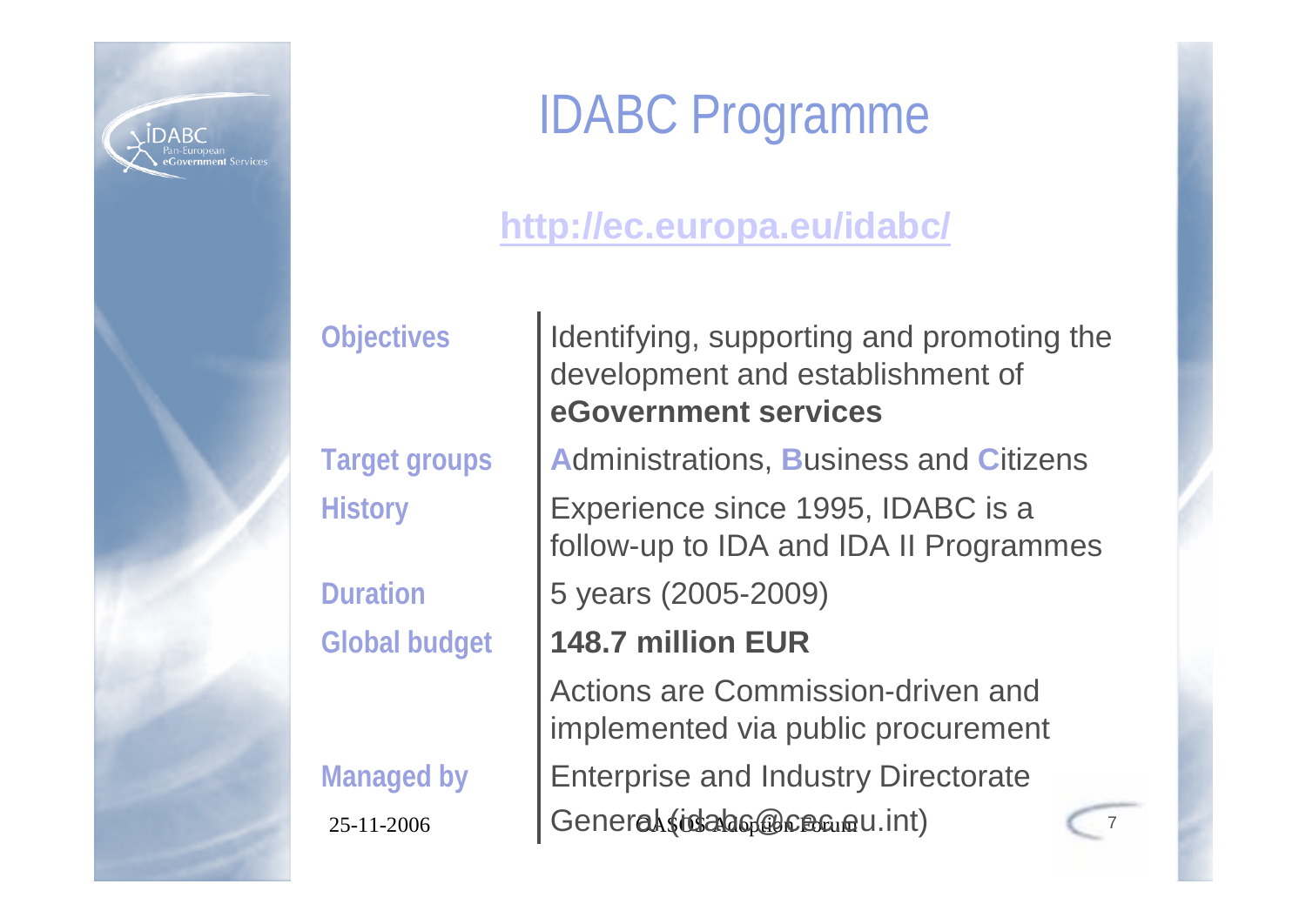# IDABC Programme

**http://ec.europa.eu/idabc/**

| | |
|---|---|
| **Objectives** | Identifying, supporting and promoting the development and establishment of **eGovernment services** |
| **Target groups** | **A**dministrations, **B**usiness and **C**itizens |
| **History** | Experience since 1995, IDABC is a follow-up to IDA and IDA II Programmes |
| **Duration** | 5 years (2005-2009) |
| **Global budget** | **148.7 million EUR** |
| | Actions are Commission-driven and implemented via public procurement |
| **Managed by** | Enterprise and Industry Directorate General (idabc@cec.eu.int) |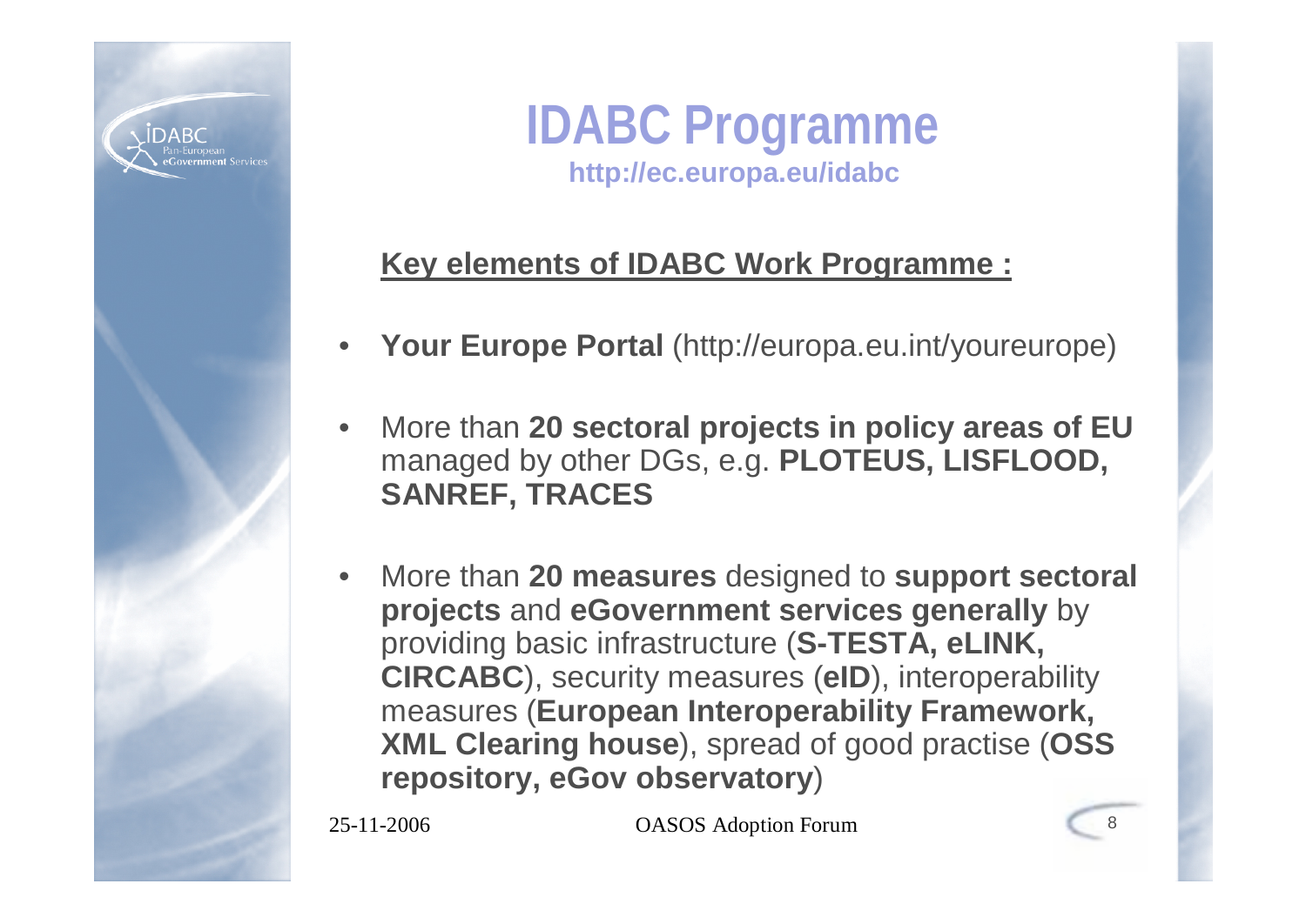# IDABC Programme

**http://ec.europa.eu/idabc**

**Key elements of IDABC Work Programme :**

- **Your Europe Portal** (http://europa.eu.int/youreurope)
- More than **20 sectoral projects in policy areas of EU** managed by other DGs, e.g. **PLOTEUS, LISFLOOD, SANREF, TRACES**
- More than **20 measures** designed to **support sectoral projects** and **eGovernment services generally** by providing basic infrastructure (**S-TESTA, eLINK, CIRCABC**), security measures (**eID**), interoperability measures (**European Interoperability Framework, XML Clearing house**), spread of good practise (**OSS repository, eGov observatory**)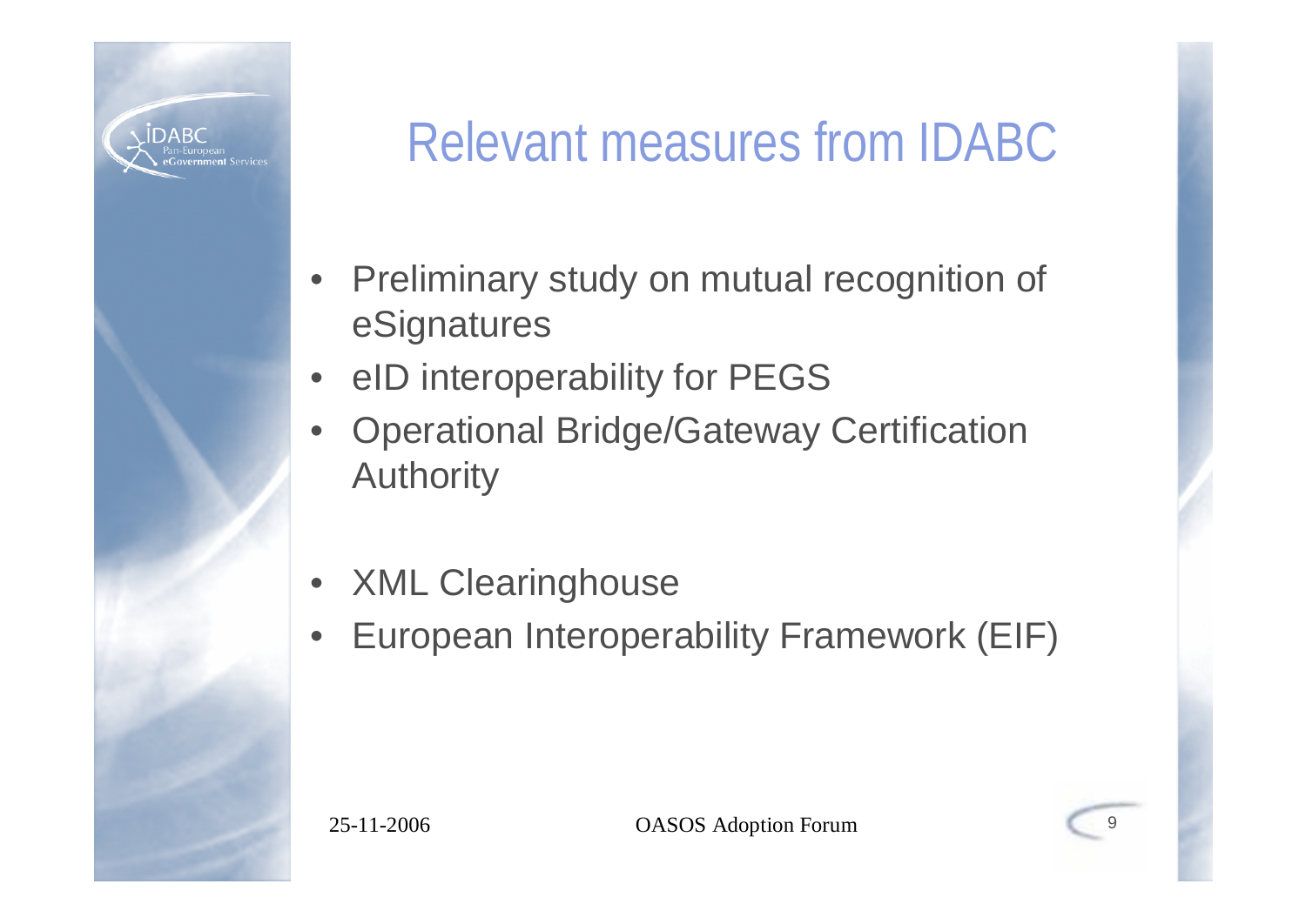# Relevant measures from IDABC

- Preliminary study on mutual recognition of eSignatures
- eID interoperability for PEGS
- Operational Bridge/Gateway Certification Authority
- XML Clearinghouse
- European Interoperability Framework (EIF)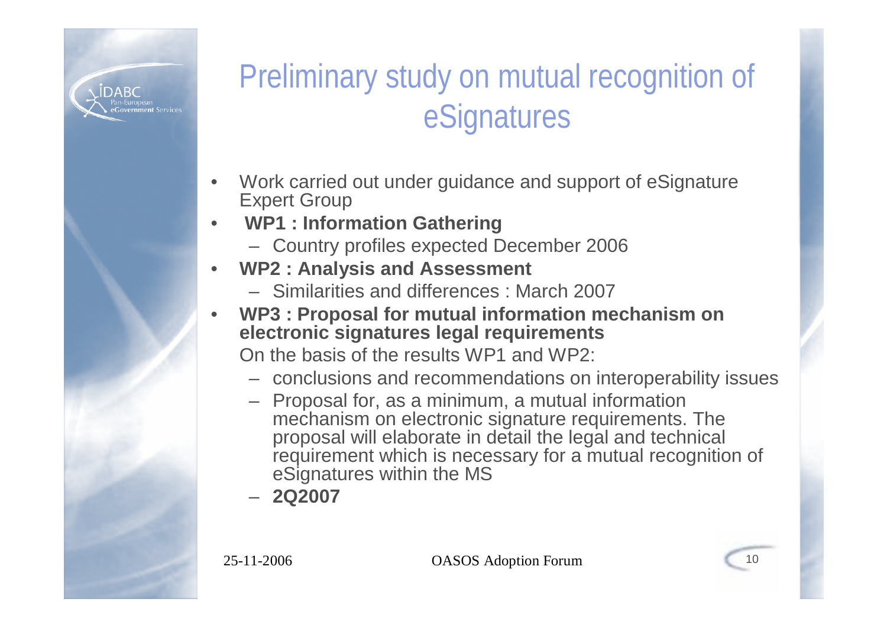# Preliminary study on mutual recognition of eSignatures

- Work carried out under guidance and support of eSignature Expert Group
- **WP1 : Information Gathering**
  - Country profiles expected December 2006
- **WP2 : Analysis and Assessment**
  - Similarities and differences : March 2007
- **WP3 : Proposal for mutual information mechanism on electronic signatures legal requirements**

  On the basis of the results WP1 and WP2:
  - conclusions and recommendations on interoperability issues
  - Proposal for, as a minimum, a mutual information mechanism on electronic signature requirements. The proposal will elaborate in detail the legal and technical requirement which is necessary for a mutual recognition of eSignatures within the MS
  - **2Q2007**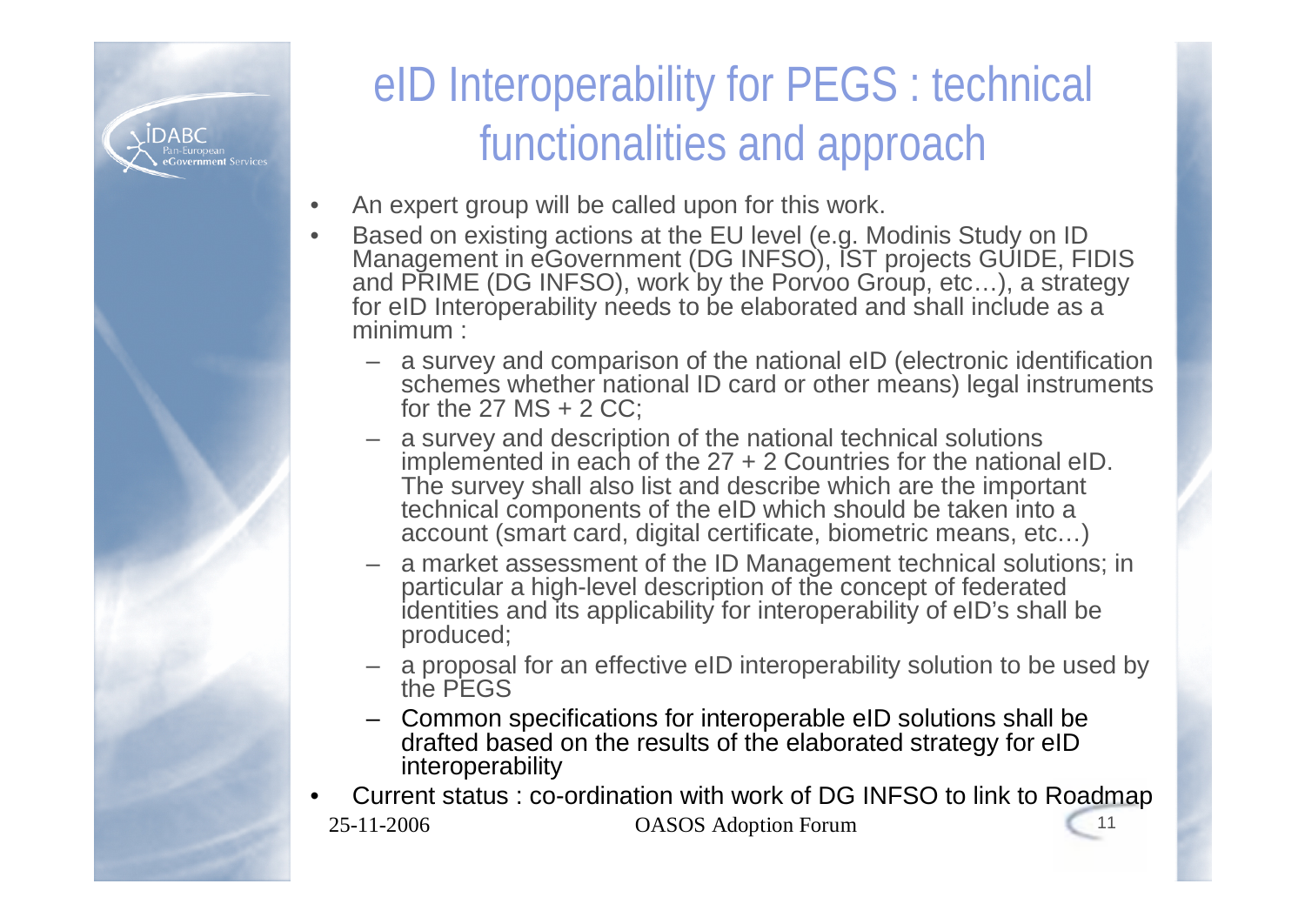# eID Interoperability for PEGS : technical functionalities and approach

- An expert group will be called upon for this work.
- Based on existing actions at the EU level (e.g. Modinis Study on ID Management in eGovernment (DG INFSO), IST projects GUIDE, FIDIS and PRIME (DG INFSO), work by the Porvoo Group, etc…), a strategy for eID Interoperability needs to be elaborated and shall include as a minimum :
  - a survey and comparison of the national eID (electronic identification schemes whether national ID card or other means) legal instruments for the 27 MS + 2 CC;
  - a survey and description of the national technical solutions implemented in each of the 27 + 2 Countries for the national eID. The survey shall also list and describe which are the important technical components of the eID which should be taken into a account (smart card, digital certificate, biometric means, etc…)
  - a market assessment of the ID Management technical solutions; in particular a high-level description of the concept of federated identities and its applicability for interoperability of eID's shall be produced;
  - a proposal for an effective eID interoperability solution to be used by the PEGS
  - Common specifications for interoperable eID solutions shall be drafted based on the results of the elaborated strategy for eID interoperability
- Current status : co-ordination with work of DG INFSO to link to Roadmap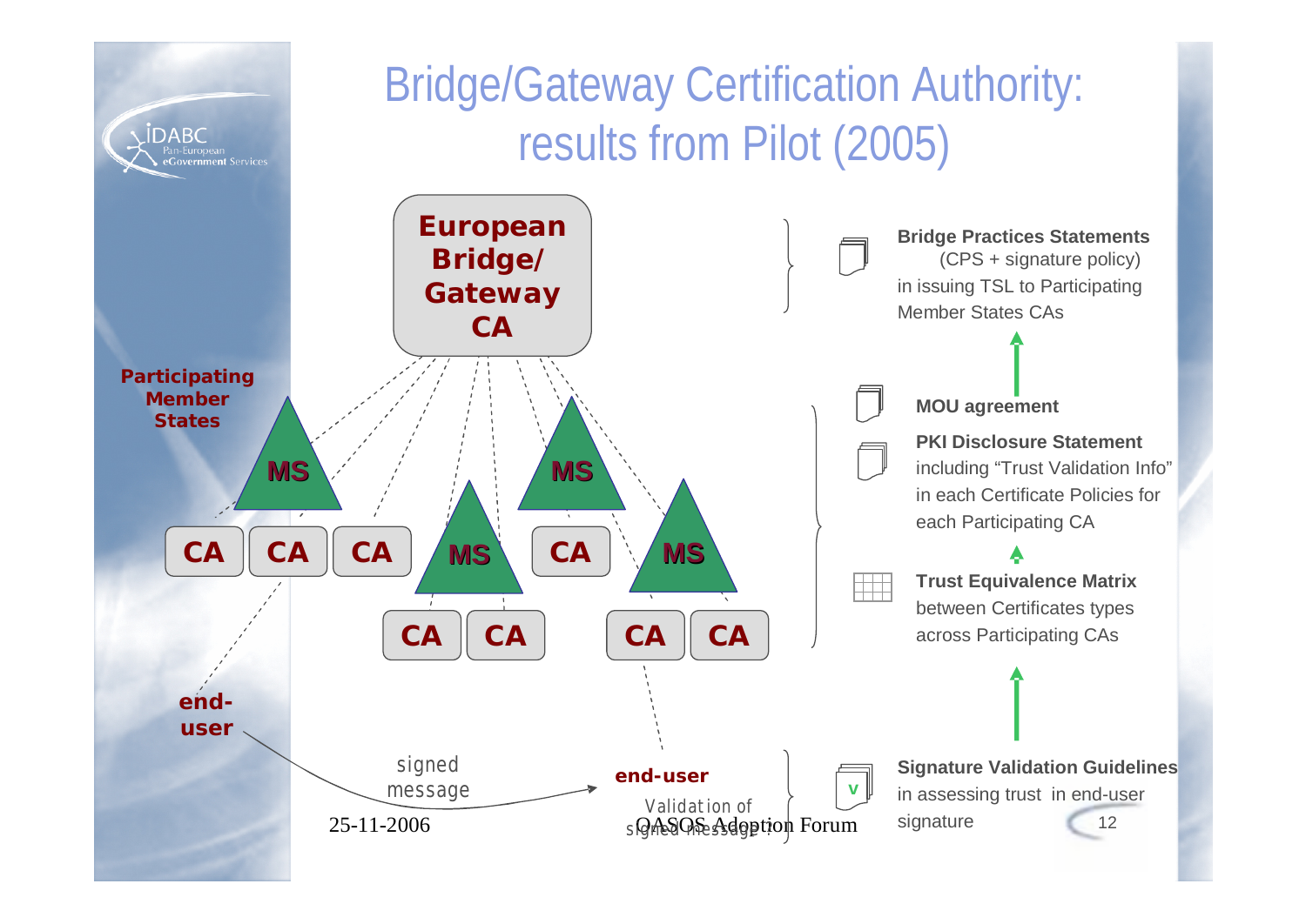# Bridge/Gateway Certification Authority: results from Pilot (2005)

**European Bridge/ Gateway CA**

**Participating Member States**

MS — CA, CA, CA

MS — CA, CA

MS — CA

MS — CA, CA

**end-user** — signed message → **end-user**

Validation of signed message ?

**Bridge Practices Statements** (CPS + signature policy) in issuing TSL to Participating Member States CAs

**MOU agreement**

**PKI Disclosure Statement** including "Trust Validation Info" in each Certificate Policies for each Participating CA

**Trust Equivalence Matrix** between Certificates types across Participating CAs

**Signature Validation Guidelines** in assessing trust in end-user signature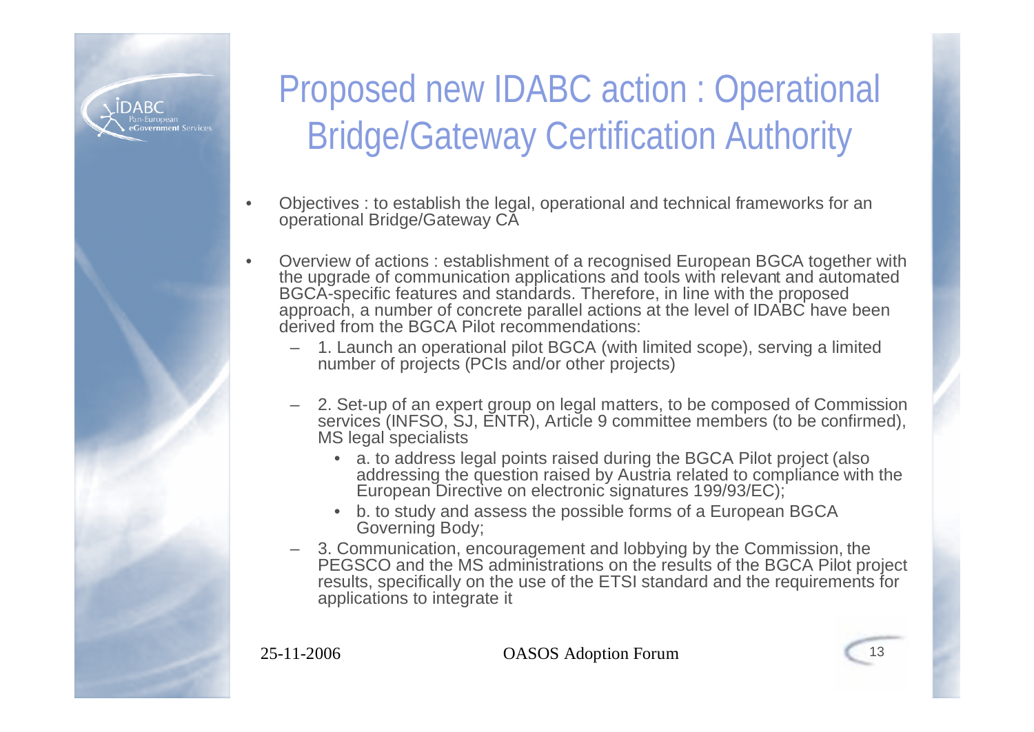# Proposed new IDABC action : Operational Bridge/Gateway Certification Authority

- Objectives : to establish the legal, operational and technical frameworks for an operational Bridge/Gateway CA
- Overview of actions : establishment of a recognised European BGCA together with the upgrade of communication applications and tools with relevant and automated BGCA-specific features and standards. Therefore, in line with the proposed approach, a number of concrete parallel actions at the level of IDABC have been derived from the BGCA Pilot recommendations:
  - 1. Launch an operational pilot BGCA (with limited scope), serving a limited number of projects (PCIs and/or other projects)
  - 2. Set-up of an expert group on legal matters, to be composed of Commission services (INFSO, SJ, ENTR), Article 9 committee members (to be confirmed), MS legal specialists
    - a. to address legal points raised during the BGCA Pilot project (also addressing the question raised by Austria related to compliance with the European Directive on electronic signatures 199/93/EC);
    - b. to study and assess the possible forms of a European BGCA Governing Body;
  - 3. Communication, encouragement and lobbying by the Commission, the PEGSCO and the MS administrations on the results of the BGCA Pilot project results, specifically on the use of the ETSI standard and the requirements for applications to integrate it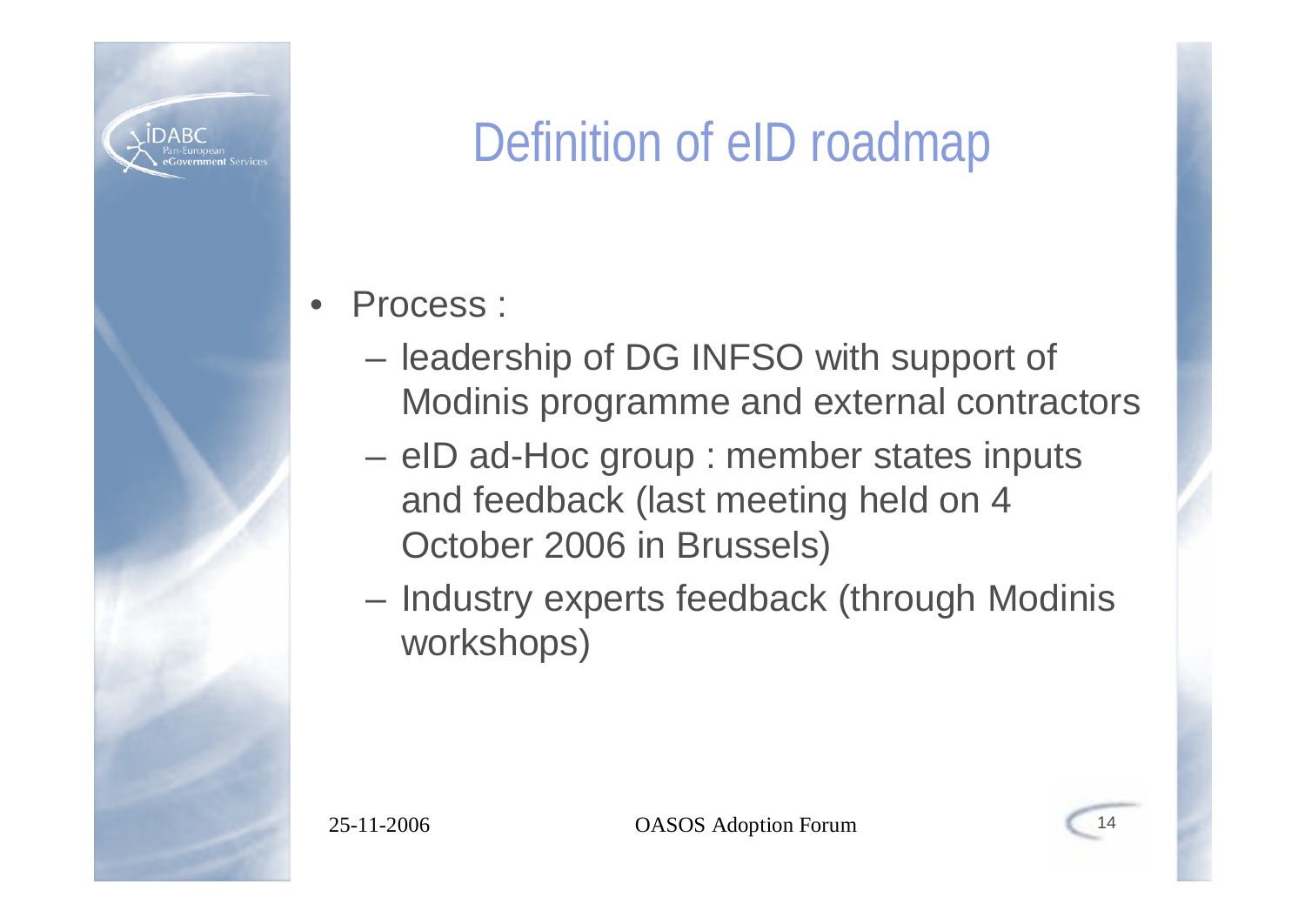# Definition of eID roadmap

- Process :
  - leadership of DG INFSO with support of Modinis programme and external contractors
  - eID ad-Hoc group : member states inputs and feedback (last meeting held on 4 October 2006 in Brussels)
  - Industry experts feedback (through Modinis workshops)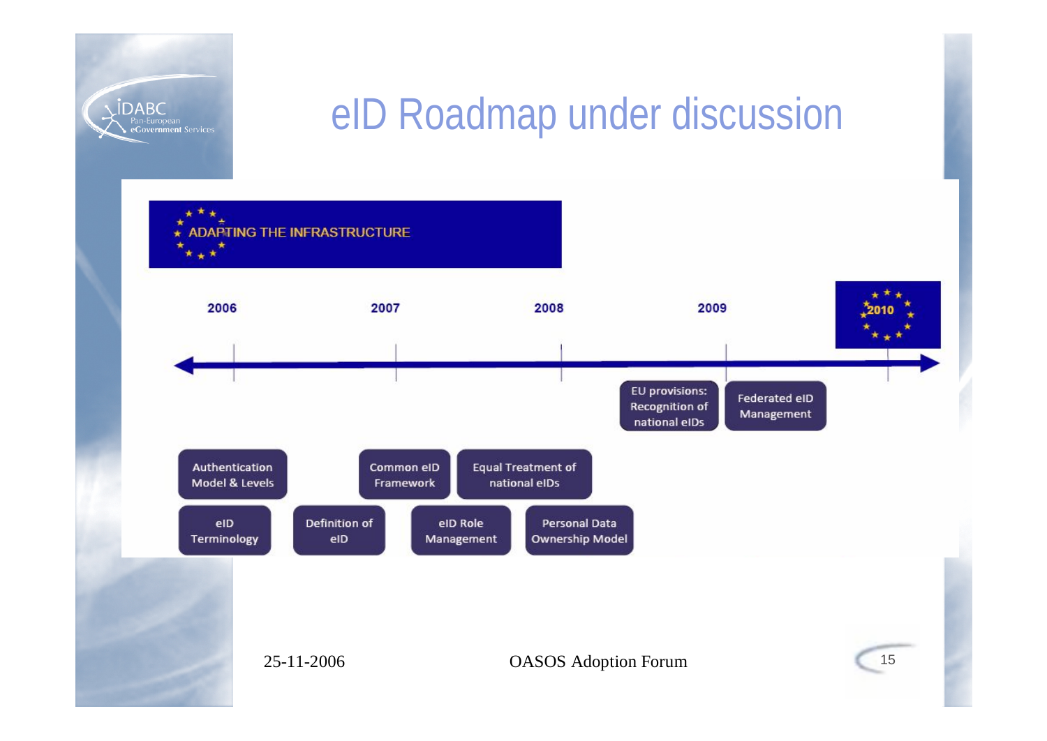# eID Roadmap under discussion

**ADAPTING THE INFRASTRUCTURE**

2006 | 2007 | 2008 | 2009 | 2010

- EU provisions: Recognition of national eIDs
- Federated eID Management
- Authentication Model & Levels
- Common eID Framework
- Equal Treatment of national eIDs
- eID Terminology
- Definition of eID
- eID Role Management
- Personal Data Ownership Model

25-11-2006 OASOS Adoption Forum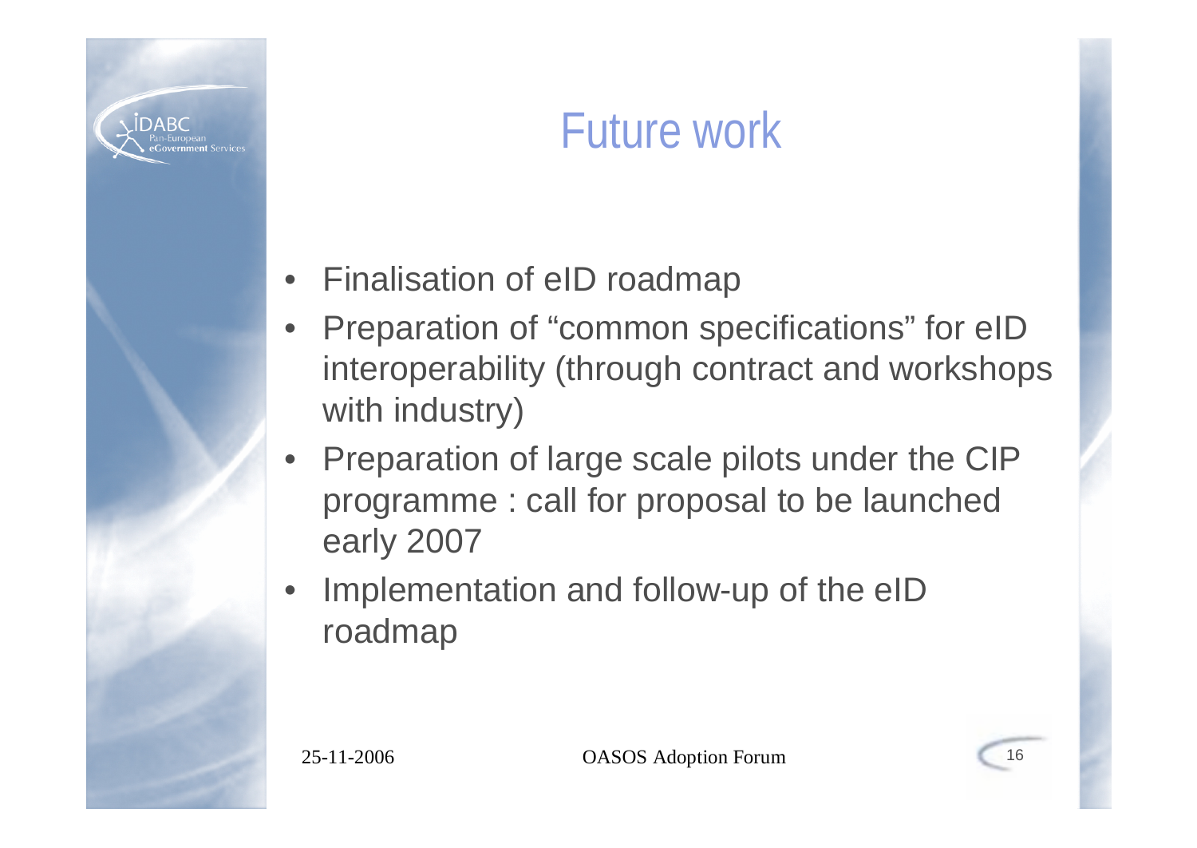# Future work

- Finalisation of eID roadmap
- Preparation of "common specifications" for eID interoperability (through contract and workshops with industry)
- Preparation of large scale pilots under the CIP programme : call for proposal to be launched early 2007
- Implementation and follow-up of the eID roadmap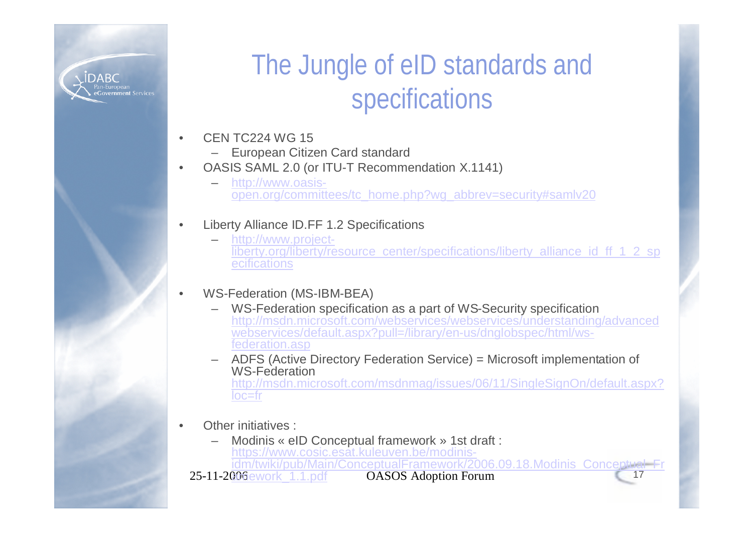# The Jungle of eID standards and specifications

- CEN TC224 WG 15
  - European Citizen Card standard
- OASIS SAML 2.0 (or ITU-T Recommendation X.1141)
  - http://www.oasis-open.org/committees/tc_home.php?wg_abbrev=security#samlv20
- Liberty Alliance ID.FF 1.2 Specifications
  - http://www.project-liberty.org/liberty/resource_center/specifications/liberty_alliance_id_ff_1_2_specifications
- WS-Federation (MS-IBM-BEA)
  - WS-Federation specification as a part of WS-Security specification http://msdn.microsoft.com/webservices/webservices/understanding/advancedwebservices/default.aspx?pull=/library/en-us/dnglobspec/html/ws-federation.asp
  - ADFS (Active Directory Federation Service) = Microsoft implementation of WS-Federation http://msdn.microsoft.com/msdnmag/issues/06/11/SingleSignOn/default.aspx?loc=fr
- Other initiatives :
  - Modinis « eID Conceptual framework » 1st draft : https://www.cosic.esat.kuleuven.be/modinis-idm/twiki/pub/Main/ConceptualFramework/2006.09.18.Modinis_Conceptual_Framework_1.1.pdf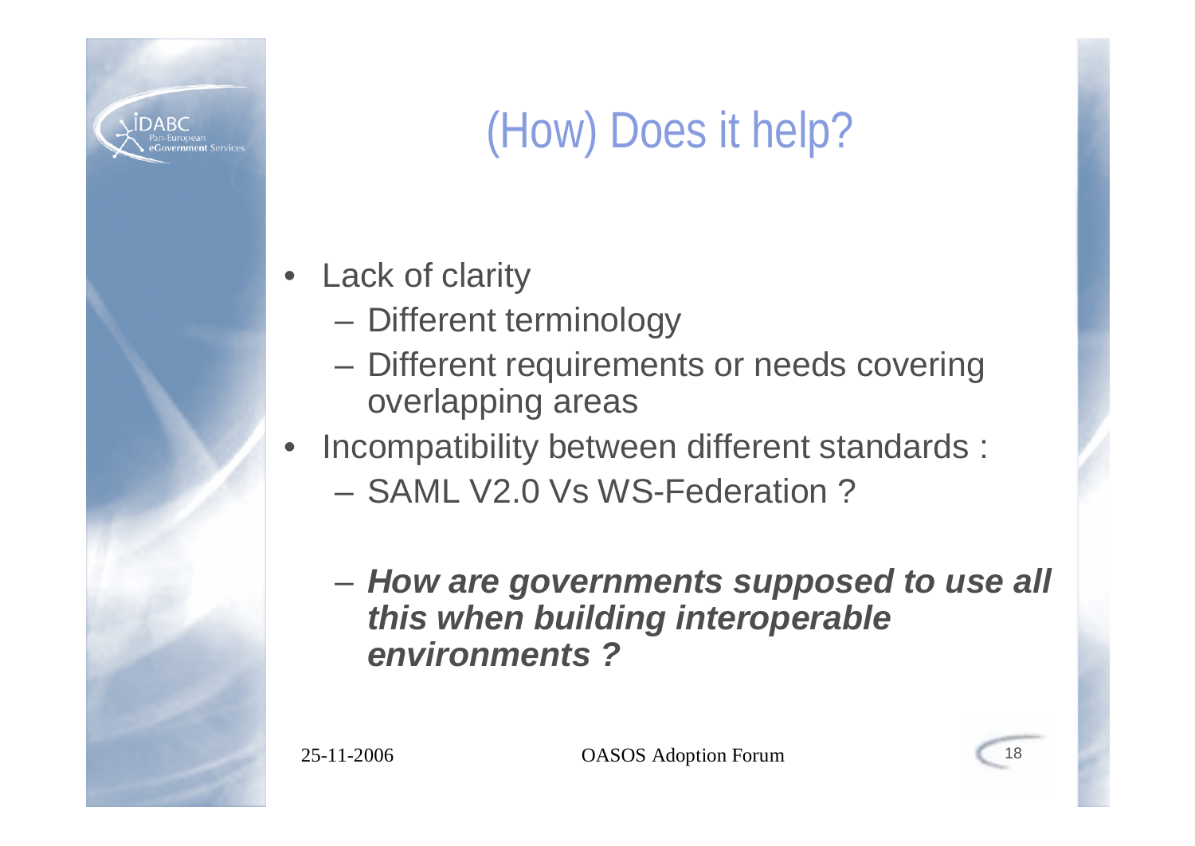# (How) Does it help?

- Lack of clarity
  - Different terminology
  - Different requirements or needs covering overlapping areas
- Incompatibility between different standards :
  - SAML V2.0 Vs WS-Federation ?
  - ***How are governments supposed to use all this when building interoperable environments ?***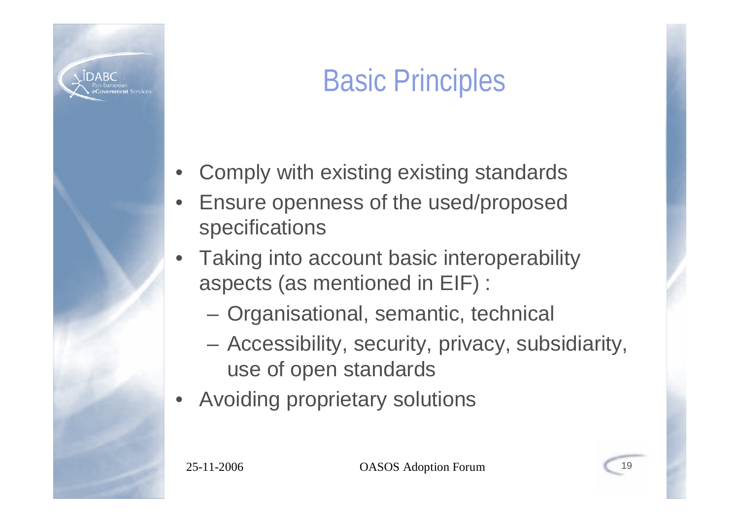# Basic Principles

- Comply with existing existing standards
- Ensure openness of the used/proposed specifications
- Taking into account basic interoperability aspects (as mentioned in EIF) :
  - Organisational, semantic, technical
  - Accessibility, security, privacy, subsidiarity, use of open standards
- Avoiding proprietary solutions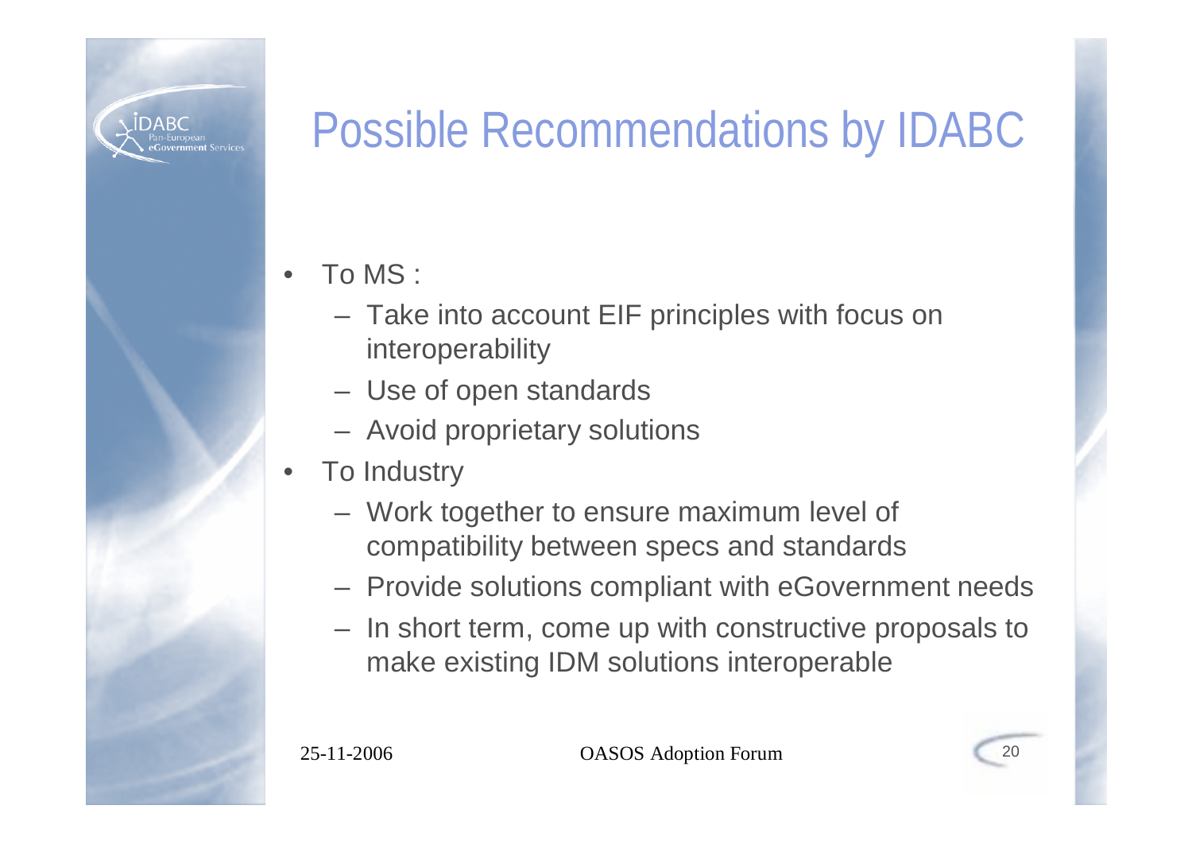# Possible Recommendations by IDABC

- To MS :
  - Take into account EIF principles with focus on interoperability
  - Use of open standards
  - Avoid proprietary solutions
- To Industry
  - Work together to ensure maximum level of compatibility between specs and standards
  - Provide solutions compliant with eGovernment needs
  - In short term, come up with constructive proposals to make existing IDM solutions interoperable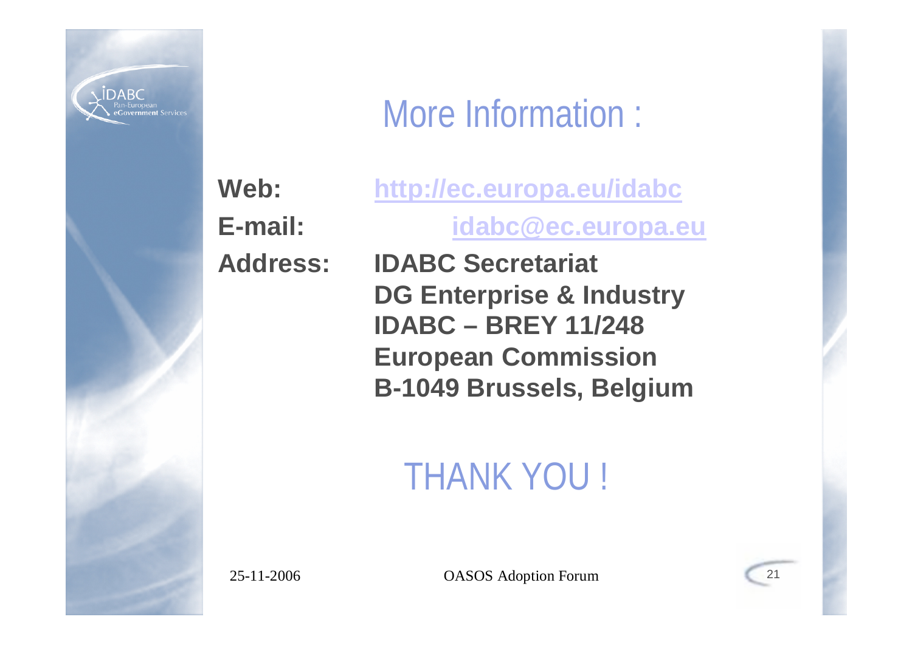# More Information :

**Web:** **http://ec.europa.eu/idabc**

**E-mail:** **idabc@ec.europa.eu**

**Address:** **IDABC Secretariat**
**DG Enterprise & Industry**
**IDABC – BREY 11/248**
**European Commission**
**B-1049 Brussels, Belgium**

# THANK YOU !